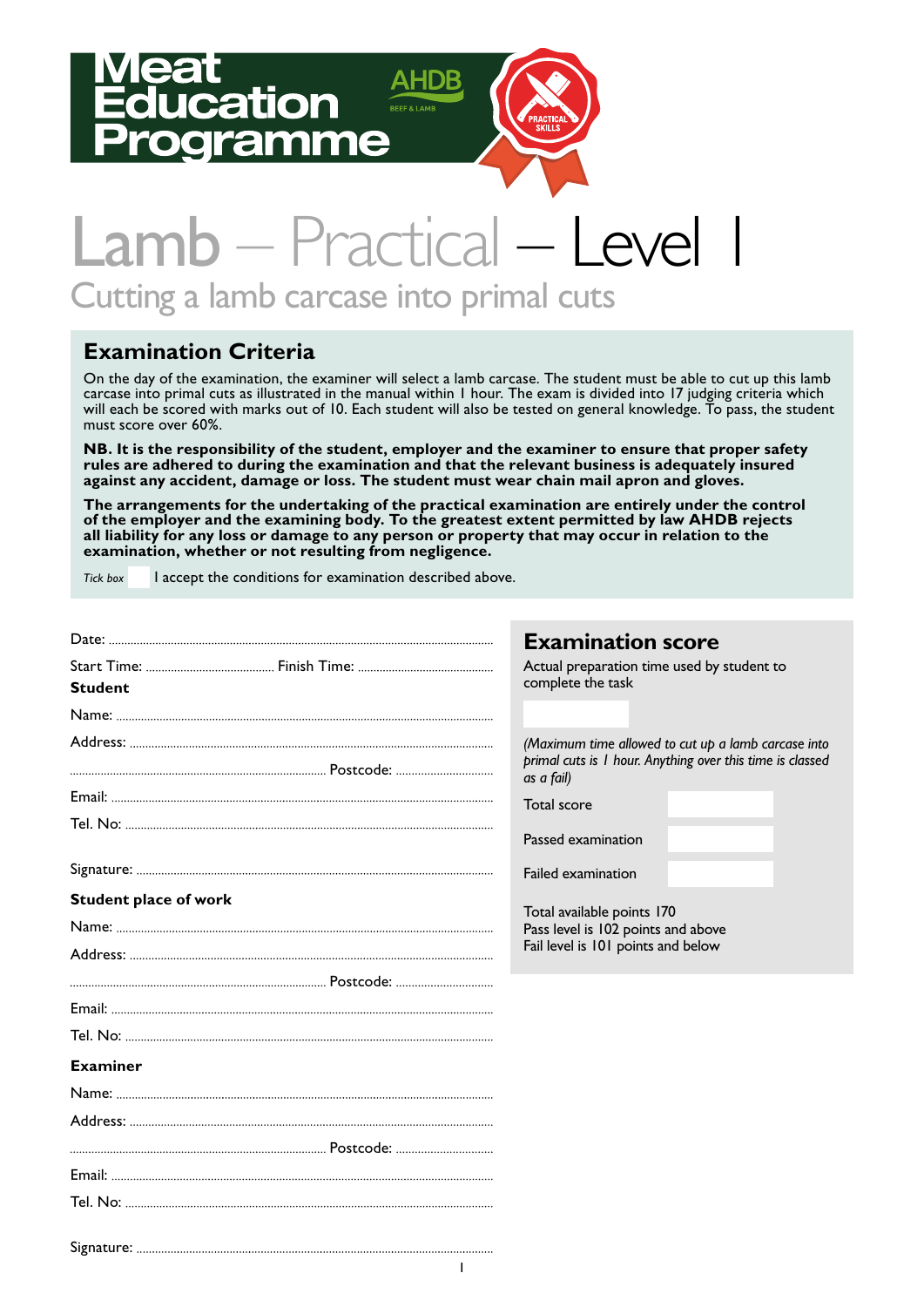Meat Education Programme

AHDB BEEF & LAMB

PRACTICAL SKILLS

# Lamb – Practical – Level 1

## Cutting a lamb carcase into primal cuts

## Examination Criteria

On the day of the examination, the examiner will select a lamb carcase. The student must be able to cut up this lamb carcase into primal cuts as illustrated in the manual within 1 hour. The exam is divided into 17 judging criteria which will each be scored with marks out of 10. Each student will also be tested on general knowledge. To pass, the student must score over 60%.

**NB. It is the responsibility of the student, employer and the examiner to ensure that proper safety rules are adhered to during the examination and that the relevant business is adequately insured against any accident, damage or loss. The student must wear chain mail apron and gloves.**

**The arrangements for the undertaking of the practical examination are entirely under the control of the employer and the examining body. To the greatest extent permitted by law AHDB rejects all liability for any loss or damage to any person or property that may occur in relation to the examination, whether or not resulting from negligence.**

*Tick box* ☐ I accept the conditions for examination described above.

Date: ..........

Start Time: .......... Finish Time: ..........

**Student**

Name: ..........

Address: ..........

.......... Postcode: ..........

Email: ..........

Tel. No: ..........

Signature: ..........

**Student place of work**

Name: ..........

Address: ..........

.......... Postcode: ..........

Email: ..........

Tel. No: ..........

**Examiner**

Name: ..........

Address: ..........

.......... Postcode: ..........

Email: ..........

Tel. No: ..........

Signature: ..........

## Examination score

Actual preparation time used by student to complete the task

☐

*(Maximum time allowed to cut up a lamb carcase into primal cuts is 1 hour. Anything over this time is classed as a fail)*

Total score ☐

Passed examination ☐

Failed examination ☐

Total available points 170
Pass level is 102 points and above
Fail level is 101 points and below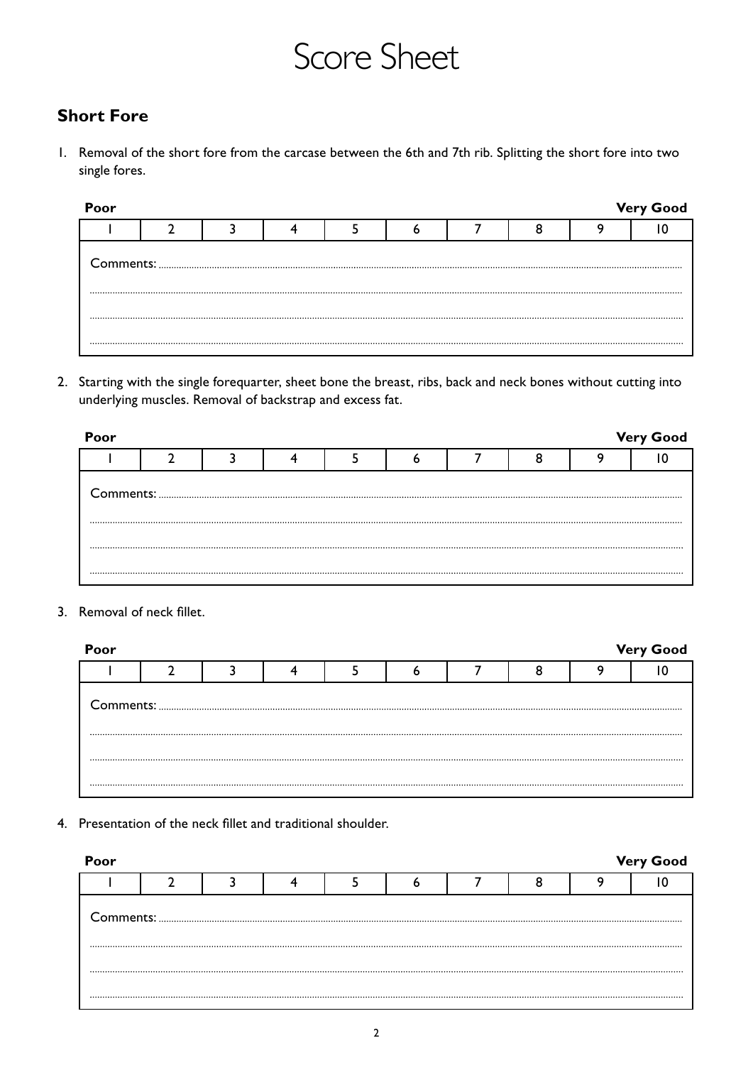# Score Sheet

## Short Fore

1. Removal of the short fore from the carcase between the 6th and 7th rib. Splitting the short fore into two single fores.

**Poor** — **Very Good**

| 1 | 2 | 3 | 4 | 5 | 6 | 7 | 8 | 9 | 10 |
|---|---|---|---|---|---|---|---|---|---|

Comments: ............................................................................................................................................

............................................................................................................................................

............................................................................................................................................

............................................................................................................................................

2. Starting with the single forequarter, sheet bone the breast, ribs, back and neck bones without cutting into underlying muscles. Removal of backstrap and excess fat.

**Poor** — **Very Good**

| 1 | 2 | 3 | 4 | 5 | 6 | 7 | 8 | 9 | 10 |
|---|---|---|---|---|---|---|---|---|---|

Comments: ............................................................................................................................................

............................................................................................................................................

............................................................................................................................................

............................................................................................................................................

3. Removal of neck fillet.

**Poor** — **Very Good**

| 1 | 2 | 3 | 4 | 5 | 6 | 7 | 8 | 9 | 10 |
|---|---|---|---|---|---|---|---|---|---|

Comments: ............................................................................................................................................

............................................................................................................................................

............................................................................................................................................

............................................................................................................................................

4. Presentation of the neck fillet and traditional shoulder.

**Poor** — **Very Good**

| 1 | 2 | 3 | 4 | 5 | 6 | 7 | 8 | 9 | 10 |
|---|---|---|---|---|---|---|---|---|---|

Comments: ............................................................................................................................................

............................................................................................................................................

............................................................................................................................................

............................................................................................................................................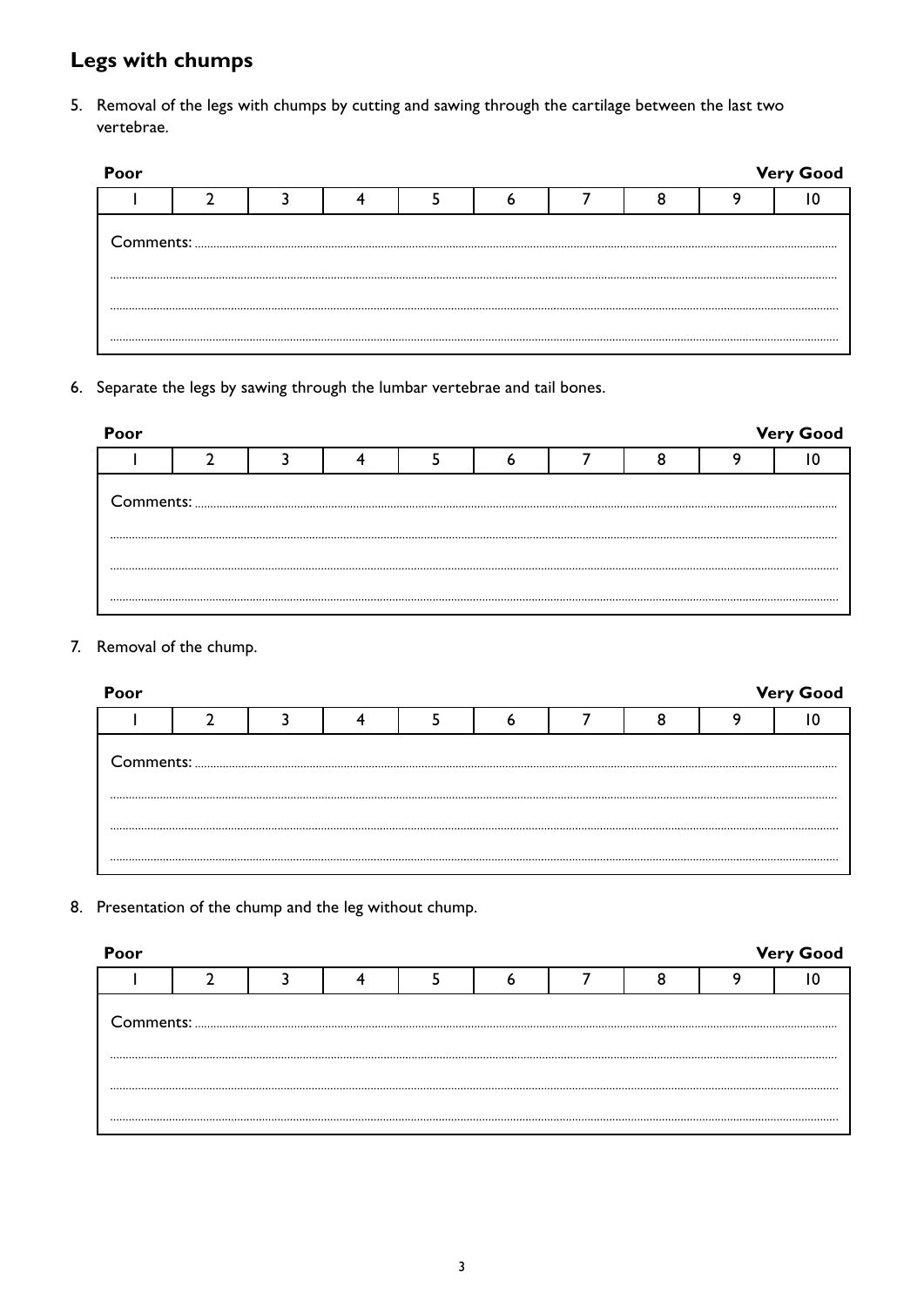## Legs with chumps

5. Removal of the legs with chumps by cutting and sawing through the cartilage between the last two vertebrae.

| Poor | | | | | | | | | Very Good |
|---|---|---|---|---|---|---|---|---|---|
| 1 | 2 | 3 | 4 | 5 | 6 | 7 | 8 | 9 | 10 |

Comments: ..........................................................................................................................................................................................

..........................................................................................................................................................................................

..........................................................................................................................................................................................

6. Separate the legs by sawing through the lumbar vertebrae and tail bones.

| Poor | | | | | | | | | Very Good |
|---|---|---|---|---|---|---|---|---|---|
| 1 | 2 | 3 | 4 | 5 | 6 | 7 | 8 | 9 | 10 |

Comments: ..........................................................................................................................................................................................

..........................................................................................................................................................................................

..........................................................................................................................................................................................

7. Removal of the chump.

| Poor | | | | | | | | | Very Good |
|---|---|---|---|---|---|---|---|---|---|
| 1 | 2 | 3 | 4 | 5 | 6 | 7 | 8 | 9 | 10 |

Comments: ..........................................................................................................................................................................................

..........................................................................................................................................................................................

..........................................................................................................................................................................................

8. Presentation of the chump and the leg without chump.

| Poor | | | | | | | | | Very Good |
|---|---|---|---|---|---|---|---|---|---|
| 1 | 2 | 3 | 4 | 5 | 6 | 7 | 8 | 9 | 10 |

Comments: ..........................................................................................................................................................................................

..........................................................................................................................................................................................

..........................................................................................................................................................................................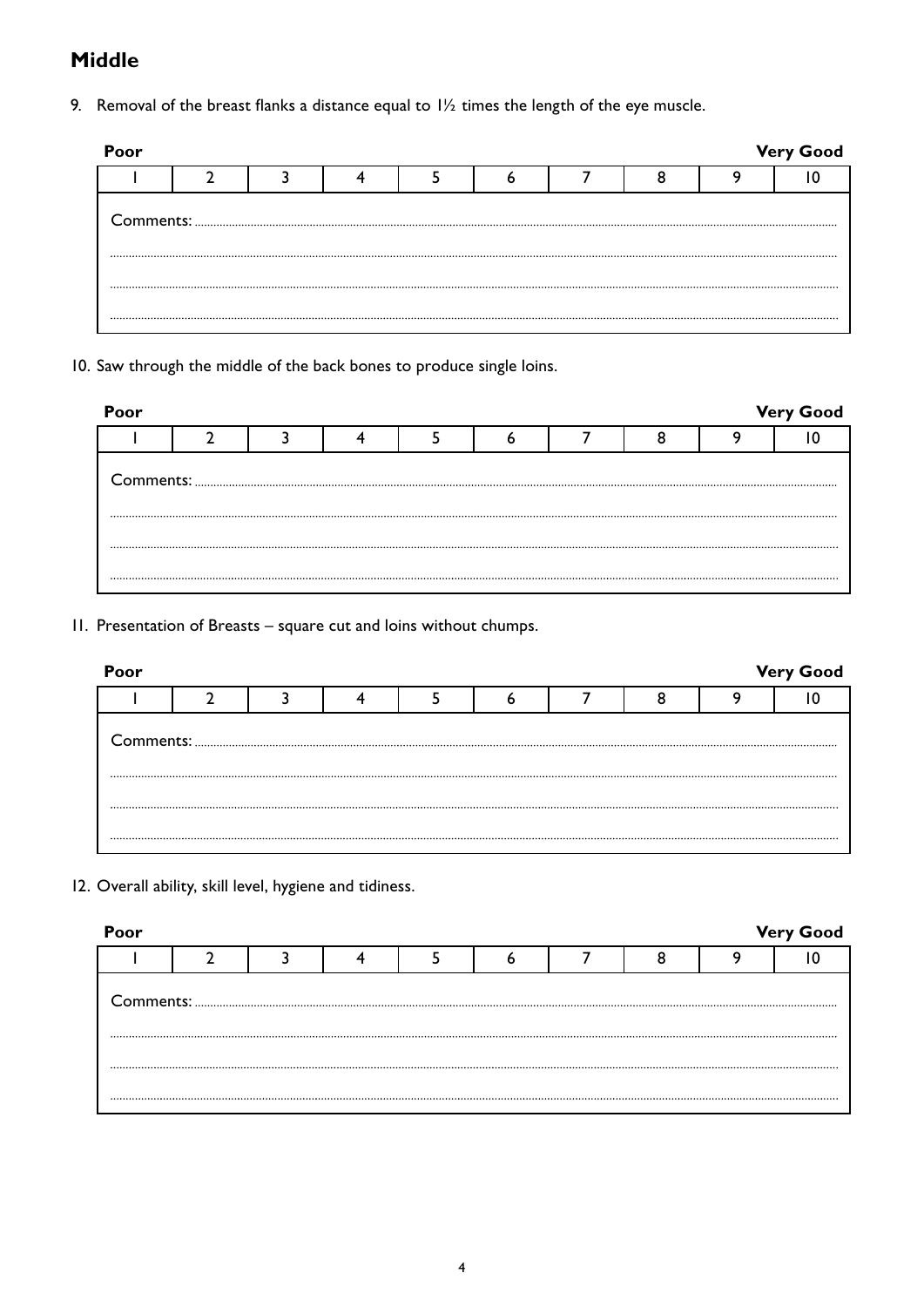## Middle

9. Removal of the breast flanks a distance equal to 1½ times the length of the eye muscle.

**Poor** **Very Good**

| 1 | 2 | 3 | 4 | 5 | 6 | 7 | 8 | 9 | 10 |
|---|---|---|---|---|---|---|---|---|---|

Comments: ..................................................................................................................................................................

..................................................................................................................................................................

..................................................................................................................................................................

..................................................................................................................................................................

10. Saw through the middle of the back bones to produce single loins.

**Poor** **Very Good**

| 1 | 2 | 3 | 4 | 5 | 6 | 7 | 8 | 9 | 10 |
|---|---|---|---|---|---|---|---|---|---|

Comments: ..................................................................................................................................................................

..................................................................................................................................................................

..................................................................................................................................................................

..................................................................................................................................................................

11. Presentation of Breasts – square cut and loins without chumps.

**Poor** **Very Good**

| 1 | 2 | 3 | 4 | 5 | 6 | 7 | 8 | 9 | 10 |
|---|---|---|---|---|---|---|---|---|---|

Comments: ..................................................................................................................................................................

..................................................................................................................................................................

..................................................................................................................................................................

..................................................................................................................................................................

12. Overall ability, skill level, hygiene and tidiness.

**Poor** **Very Good**

| 1 | 2 | 3 | 4 | 5 | 6 | 7 | 8 | 9 | 10 |
|---|---|---|---|---|---|---|---|---|---|

Comments: ..................................................................................................................................................................

..................................................................................................................................................................

..................................................................................................................................................................

..................................................................................................................................................................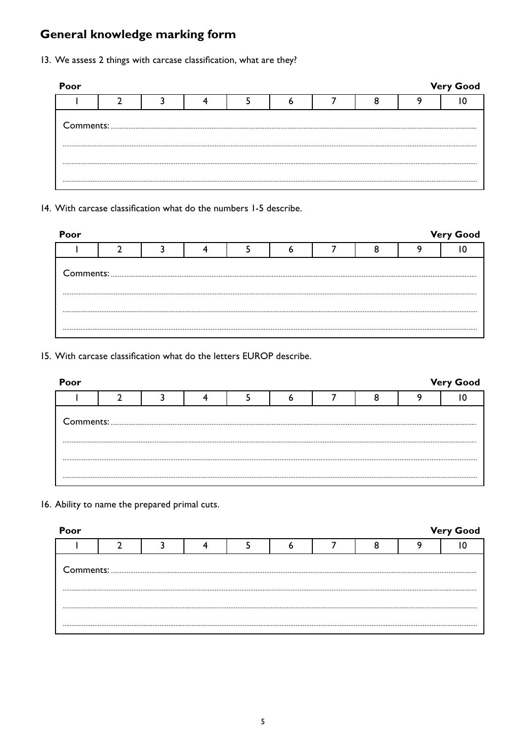## General knowledge marking form

13. We assess 2 things with carcase classification, what are they?

| Poor | | | | | | | | | Very Good |
|---|---|---|---|---|---|---|---|---|---|
| 1 | 2 | 3 | 4 | 5 | 6 | 7 | 8 | 9 | 10 |

Comments: ...............................................................................................................................................

...............................................................................................................................................

...............................................................................................................................................

...............................................................................................................................................

14. With carcase classification what do the numbers 1-5 describe.

| Poor | | | | | | | | | Very Good |
|---|---|---|---|---|---|---|---|---|---|
| 1 | 2 | 3 | 4 | 5 | 6 | 7 | 8 | 9 | 10 |

Comments: ...............................................................................................................................................

...............................................................................................................................................

...............................................................................................................................................

...............................................................................................................................................

15. With carcase classification what do the letters EUROP describe.

| Poor | | | | | | | | | Very Good |
|---|---|---|---|---|---|---|---|---|---|
| 1 | 2 | 3 | 4 | 5 | 6 | 7 | 8 | 9 | 10 |

Comments: ...............................................................................................................................................

...............................................................................................................................................

...............................................................................................................................................

...............................................................................................................................................

16. Ability to name the prepared primal cuts.

| Poor | | | | | | | | | Very Good |
|---|---|---|---|---|---|---|---|---|---|
| 1 | 2 | 3 | 4 | 5 | 6 | 7 | 8 | 9 | 10 |

Comments: ...............................................................................................................................................

...............................................................................................................................................

...............................................................................................................................................

...............................................................................................................................................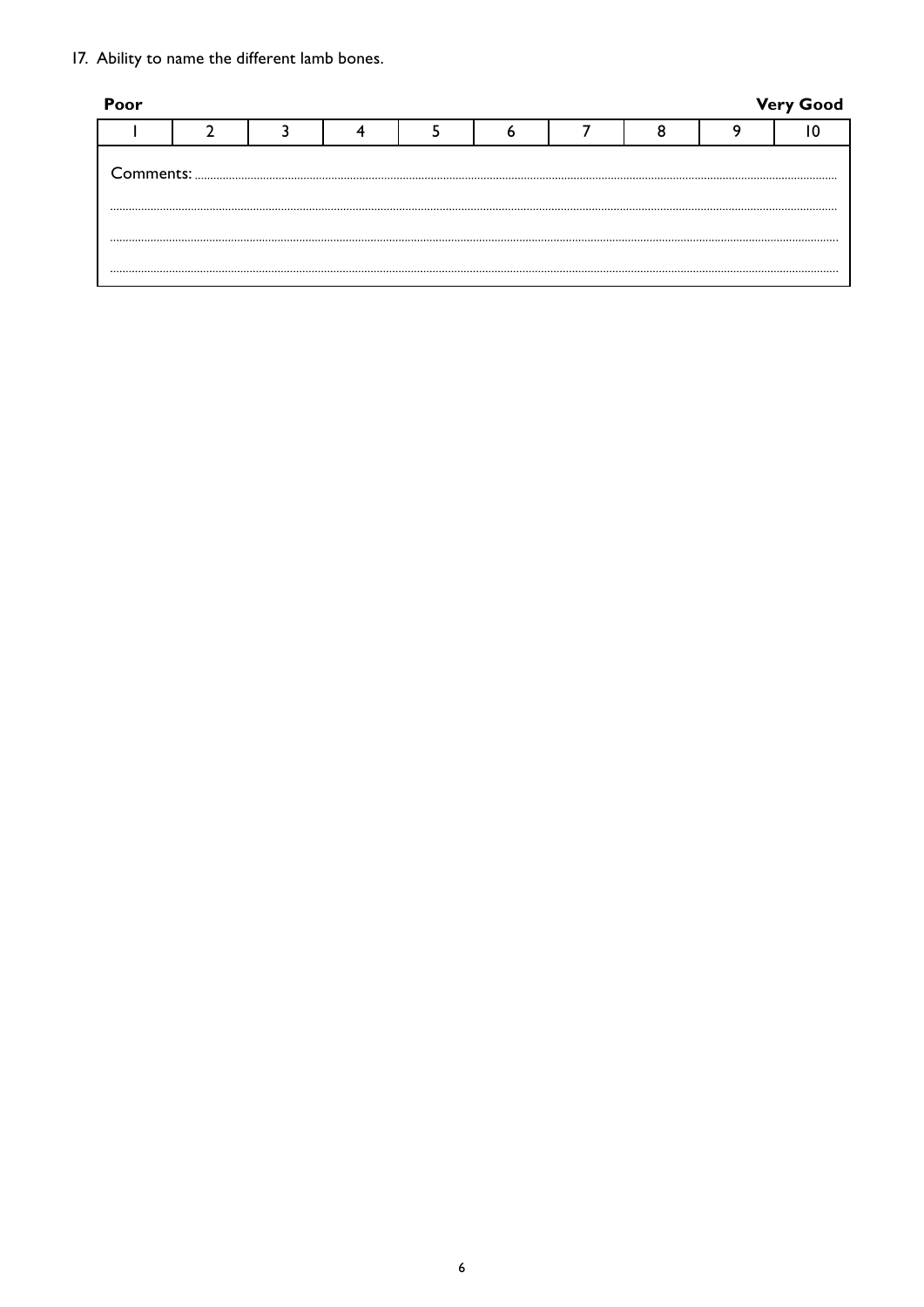17. Ability to name the different lamb bones.

**Poor** **Very Good**

| 1 | 2 | 3 | 4 | 5 | 6 | 7 | 8 | 9 | 10 |
|---|---|---|---|---|---|---|---|---|---|

Comments: ..............................................................................................................................................................................................

..............................................................................................................................................................................................................

..............................................................................................................................................................................................................

..............................................................................................................................................................................................................